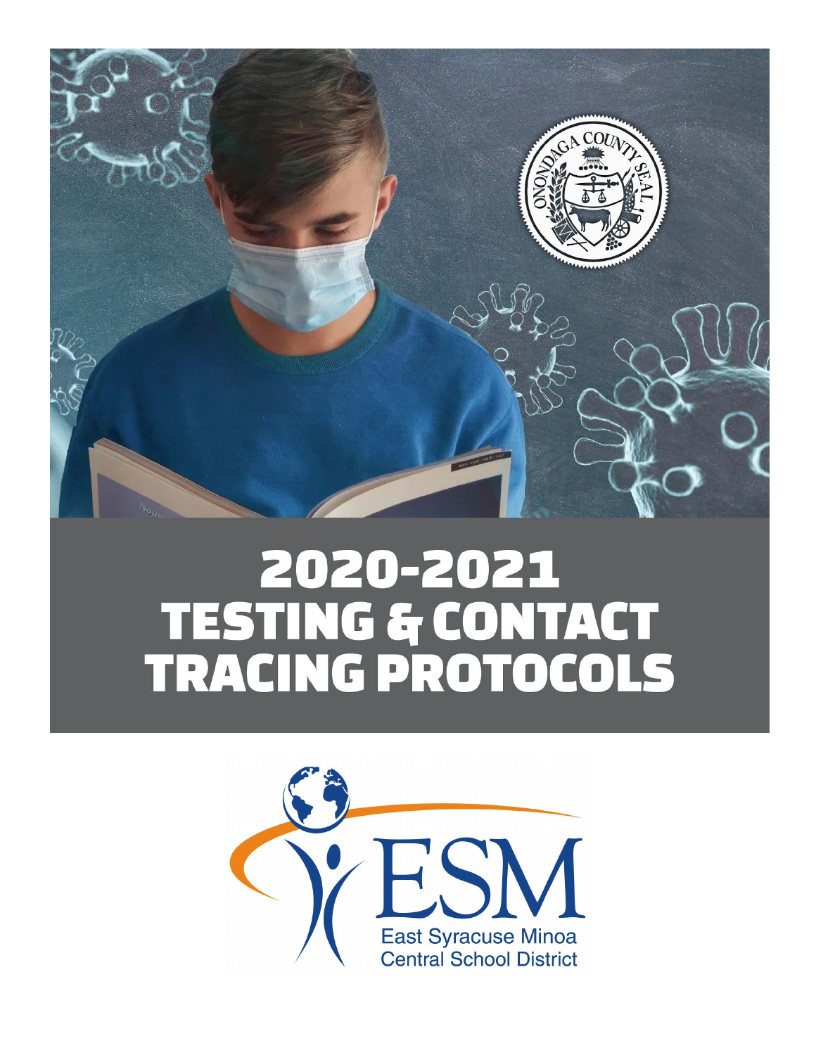# 2020-2021 TESTING & CONTACT TRACING PROTOCOLS

East Syracuse Minoa Central School District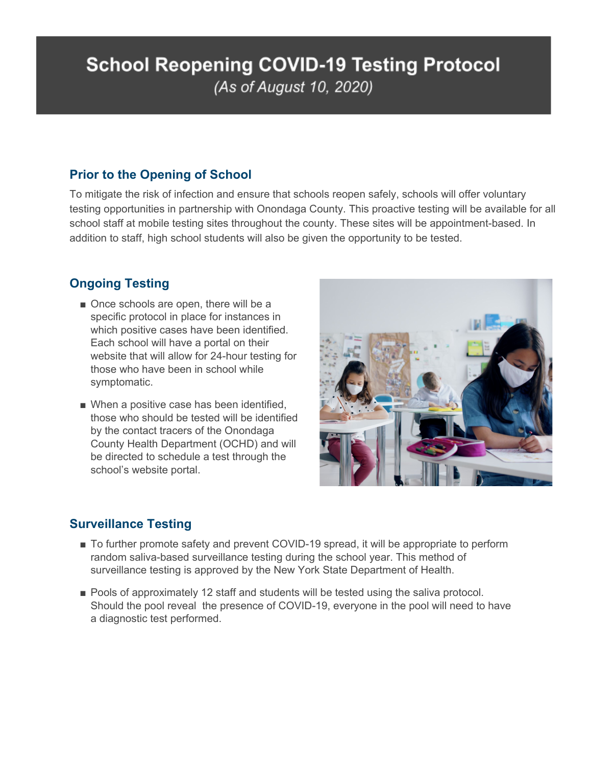# School Reopening COVID-19 Testing Protocol

*(As of August 10, 2020)*

## Prior to the Opening of School

To mitigate the risk of infection and ensure that schools reopen safely, schools will offer voluntary testing opportunities in partnership with Onondaga County. This proactive testing will be available for all school staff at mobile testing sites throughout the county. These sites will be appointment-based. In addition to staff, high school students will also be given the opportunity to be tested.

## Ongoing Testing

- Once schools are open, there will be a specific protocol in place for instances in which positive cases have been identified. Each school will have a portal on their website that will allow for 24-hour testing for those who have been in school while symptomatic.
- When a positive case has been identified, those who should be tested will be identified by the contact tracers of the Onondaga County Health Department (OCHD) and will be directed to schedule a test through the school's website portal.

## Surveillance Testing

- To further promote safety and prevent COVID-19 spread, it will be appropriate to perform random saliva-based surveillance testing during the school year. This method of surveillance testing is approved by the New York State Department of Health.
- Pools of approximately 12 staff and students will be tested using the saliva protocol. Should the pool reveal the presence of COVID-19, everyone in the pool will need to have a diagnostic test performed.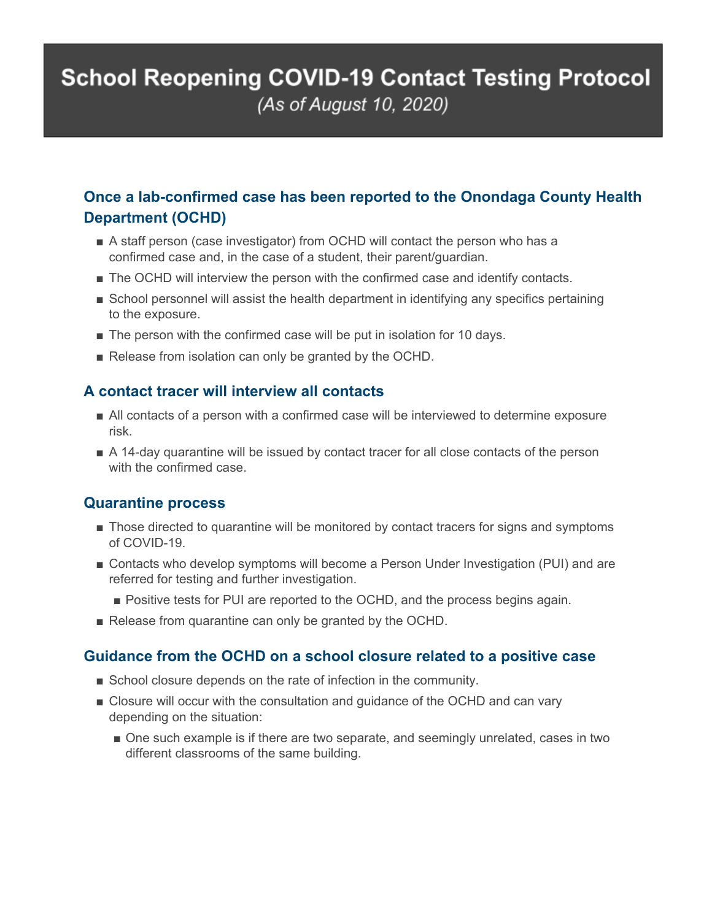# School Reopening COVID-19 Contact Testing Protocol

*(As of August 10, 2020)*

## Once a lab-confirmed case has been reported to the Onondaga County Health Department (OCHD)

- A staff person (case investigator) from OCHD will contact the person who has a confirmed case and, in the case of a student, their parent/guardian.
- The OCHD will interview the person with the confirmed case and identify contacts.
- School personnel will assist the health department in identifying any specifics pertaining to the exposure.
- The person with the confirmed case will be put in isolation for 10 days.
- Release from isolation can only be granted by the OCHD.

## A contact tracer will interview all contacts

- All contacts of a person with a confirmed case will be interviewed to determine exposure risk.
- A 14-day quarantine will be issued by contact tracer for all close contacts of the person with the confirmed case.

## Quarantine process

- Those directed to quarantine will be monitored by contact tracers for signs and symptoms of COVID-19.
- Contacts who develop symptoms will become a Person Under Investigation (PUI) and are referred for testing and further investigation.
  - Positive tests for PUI are reported to the OCHD, and the process begins again.
- Release from quarantine can only be granted by the OCHD.

## Guidance from the OCHD on a school closure related to a positive case

- School closure depends on the rate of infection in the community.
- Closure will occur with the consultation and guidance of the OCHD and can vary depending on the situation:
  - One such example is if there are two separate, and seemingly unrelated, cases in two different classrooms of the same building.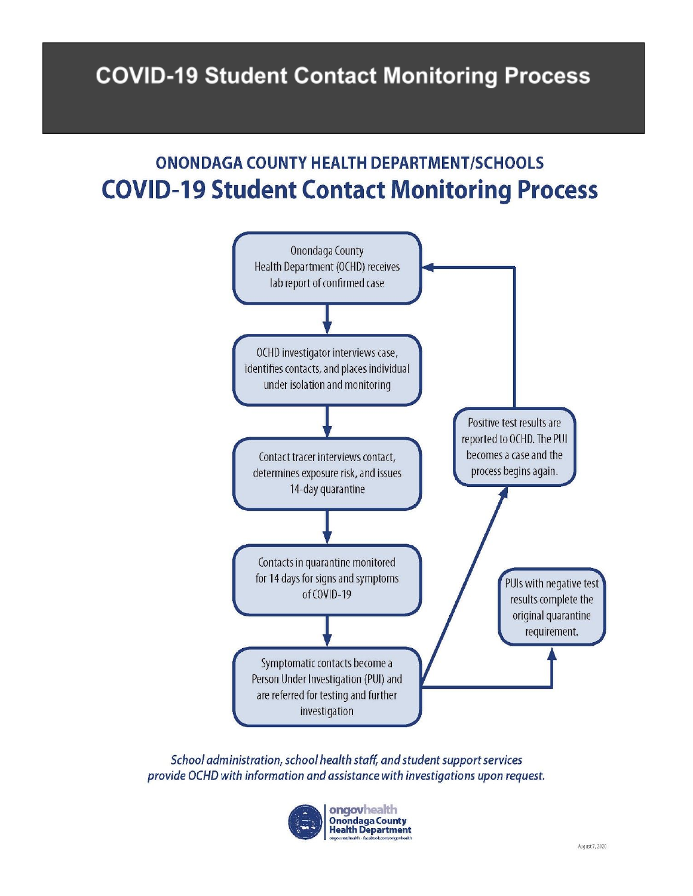# COVID-19 Student Contact Monitoring Process

## ONONDAGA COUNTY HEALTH DEPARTMENT/SCHOOLS

## COVID-19 Student Contact Monitoring Process

Onondaga County Health Department (OCHD) receives lab report of confirmed case

OCHD investigator interviews case, identifies contacts, and places individual under isolation and monitoring

Contact tracer interviews contact, determines exposure risk, and issues 14-day quarantine

Contacts in quarantine monitored for 14 days for signs and symptoms of COVID-19

Symptomatic contacts become a Person Under Investigation (PUI) and are referred for testing and further investigation

Positive test results are reported to OCHD. The PUI becomes a case and the process begins again.

PUIs with negative test results complete the original quarantine requirement.

*School administration, school health staff, and student support services provide OCHD with information and assistance with investigations upon request.*

ongovhealth
Onondaga County Health Department
ongov.net/health · facebook.com/ongovhealth

August 7, 2020